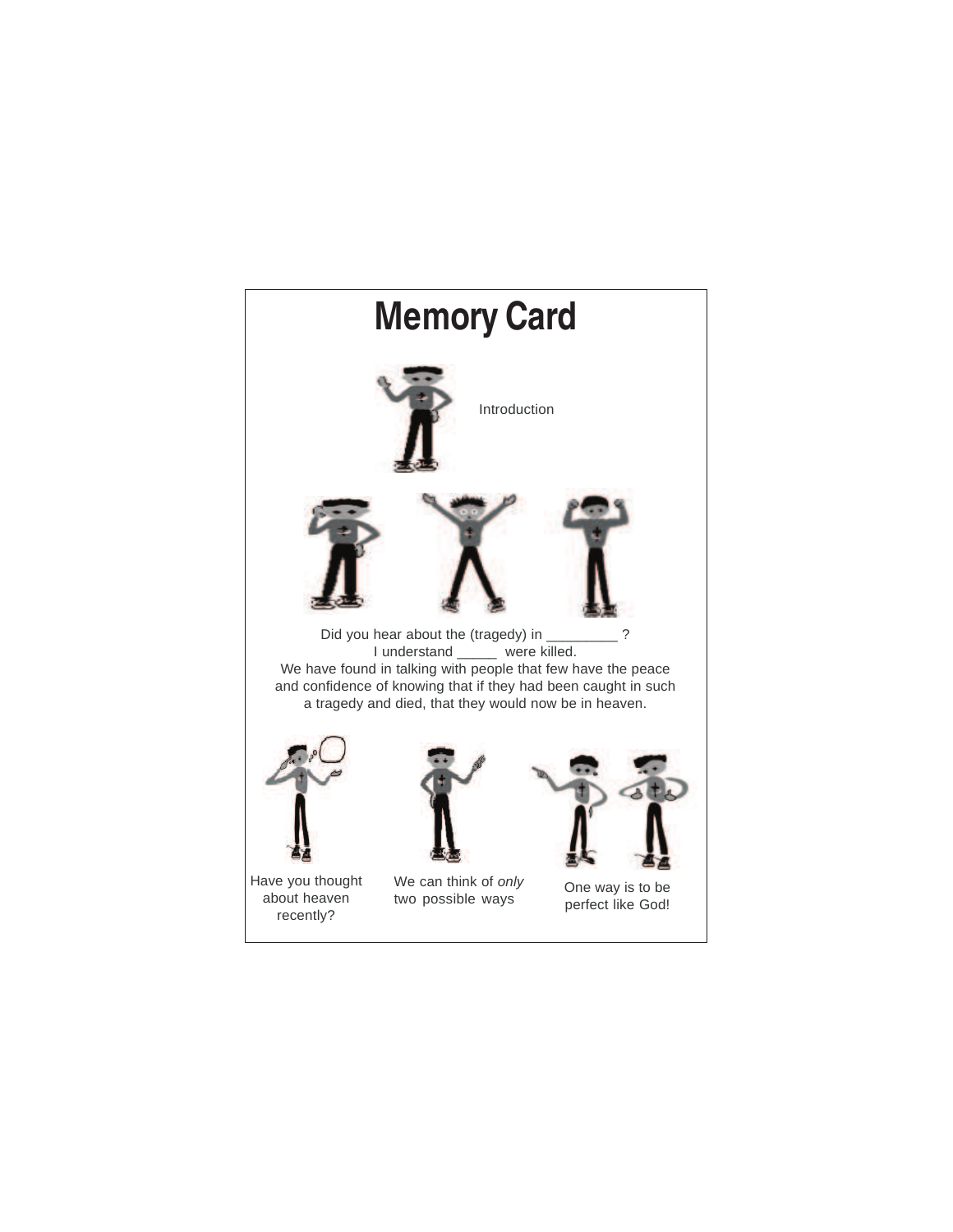# Memory Card

Introduction

Did you hear about the (tragedy) in _________ ?
I understand _____ were killed.
We have found in talking with people that few have the peace and confidence of knowing that if they had been caught in such a tragedy and died, that they would now be in heaven.

Have you thought about heaven recently?

We can think of *only* two possible ways

One way is to be perfect like God!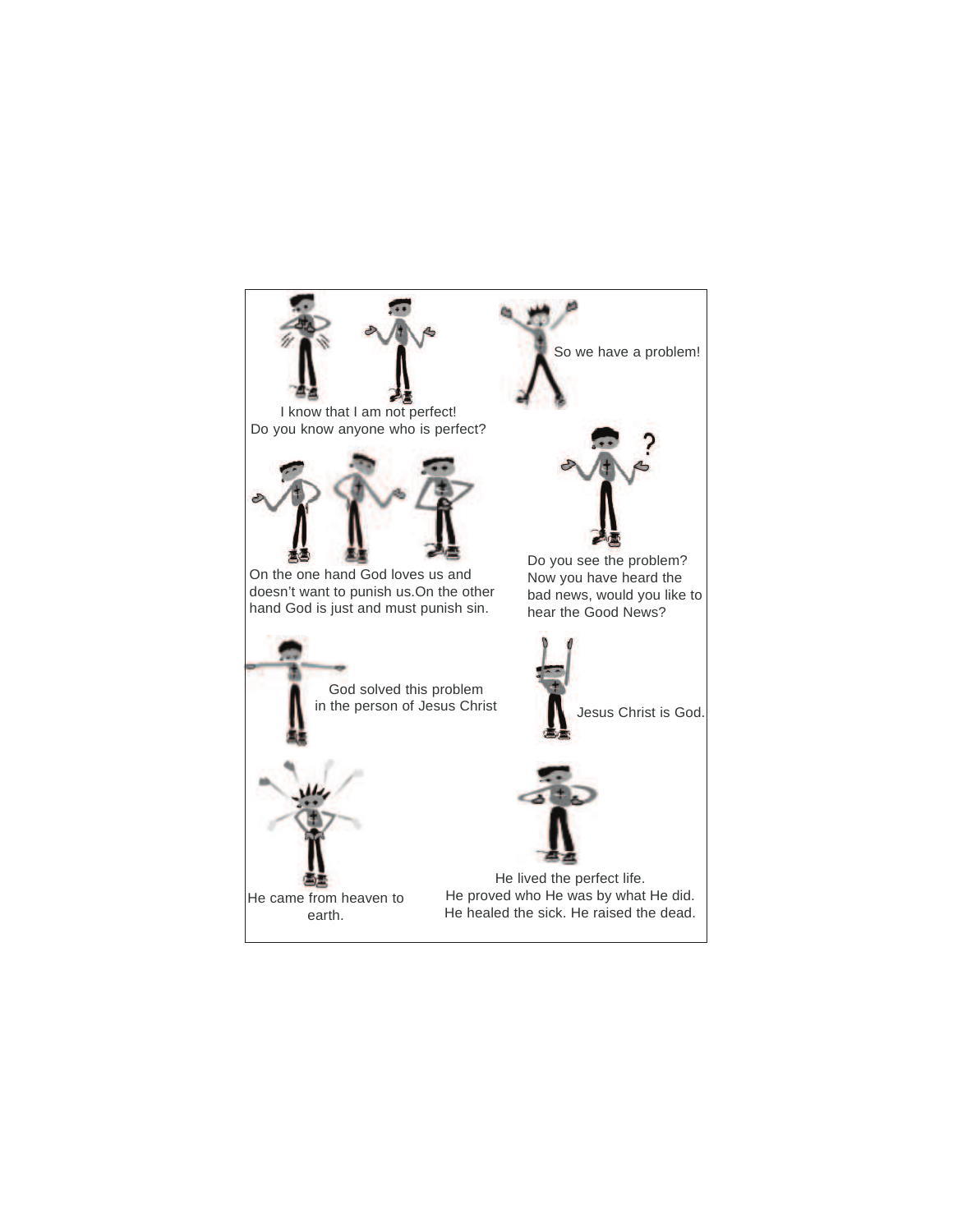I know that I am not perfect!
Do you know anyone who is perfect?

So we have a problem!

On the one hand God loves us and doesn't want to punish us.On the other hand God is just and must punish sin.

Do you see the problem? Now you have heard the bad news, would you like to hear the Good News?

God solved this problem in the person of Jesus Christ

Jesus Christ is God.

He came from heaven to earth.

He lived the perfect life.
He proved who He was by what He did.
He healed the sick. He raised the dead.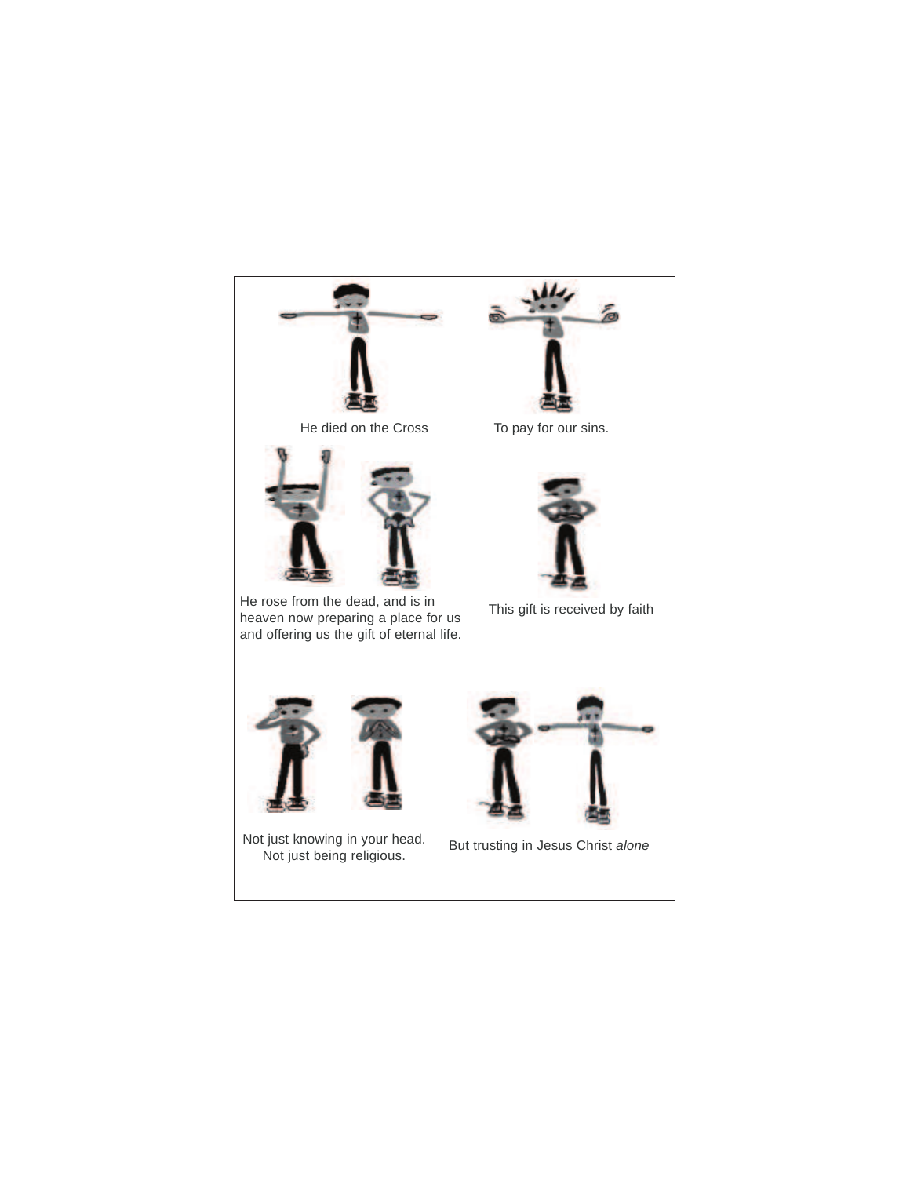He died on the Cross

To pay for our sins.

He rose from the dead, and is in heaven now preparing a place for us and offering us the gift of eternal life.

This gift is received by faith

Not just knowing in your head.
Not just being religious.

But trusting in Jesus Christ *alone*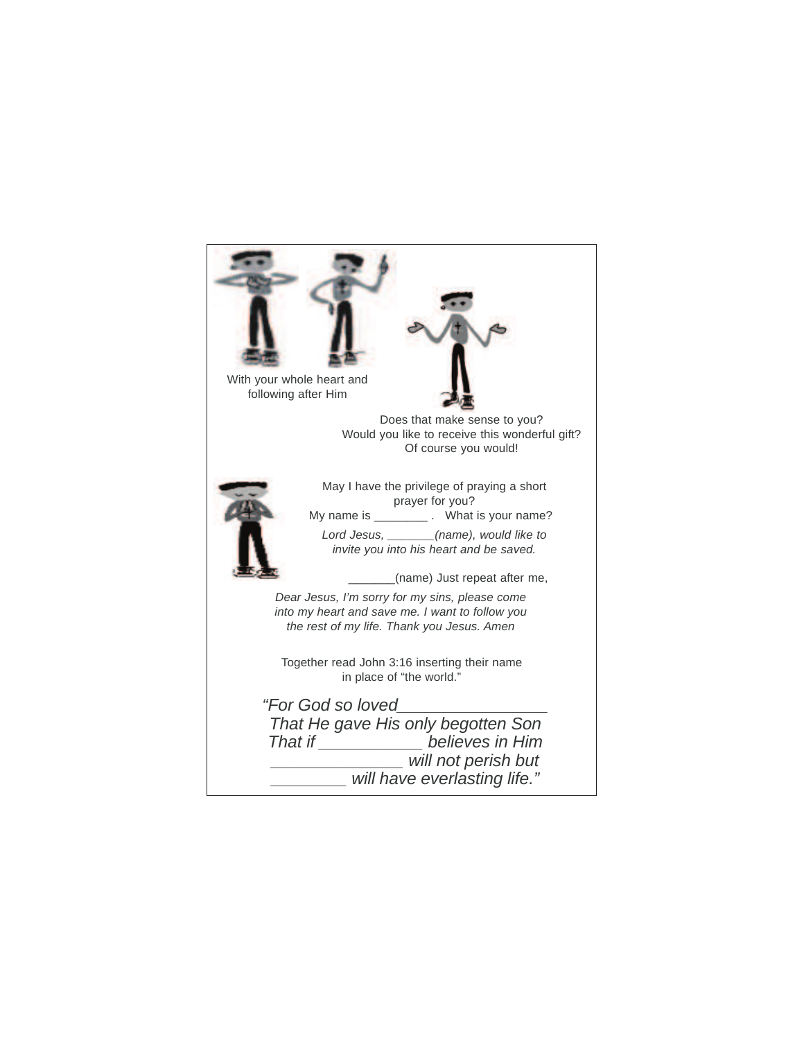With your whole heart and following after Him

Does that make sense to you?
Would you like to receive this wonderful gift?
Of course you would!

May I have the privilege of praying a short prayer for you?
My name is ________ . What is your name?

*Lord Jesus, _______(name), would like to invite you into his heart and be saved.*

_______(name) Just repeat after me,

*Dear Jesus, I'm sorry for my sins, please come into my heart and save me. I want to follow you the rest of my life. Thank you Jesus. Amen*

Together read John 3:16 inserting their name in place of "the world."

*"For God so loved________________*
*That He gave His only begotten Son*
*That if ___________ believes in Him*
*______________ will not perish but*
*________ will have everlasting life."*